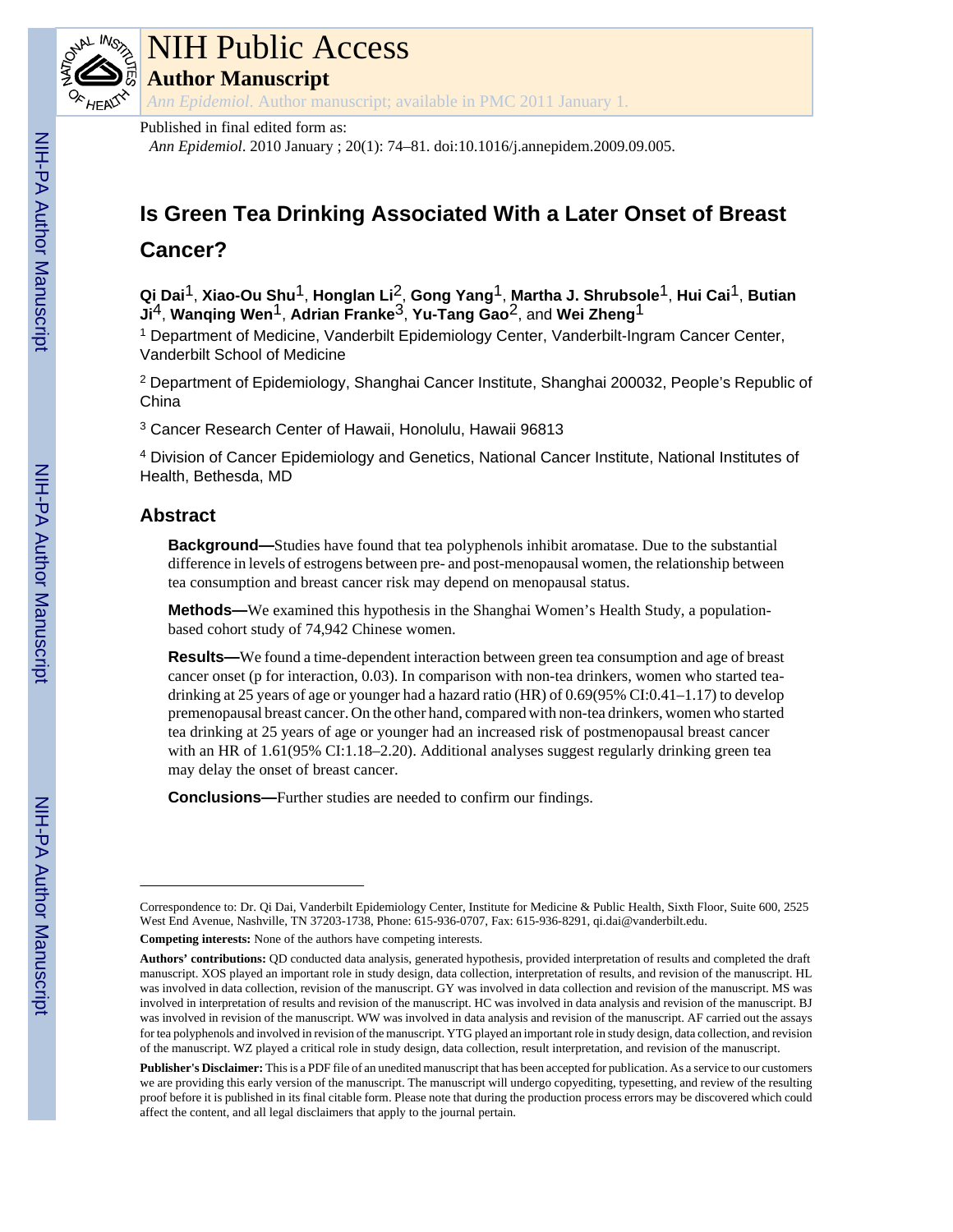# NIH Public Access

## Author Manuscript

*Ann Epidemiol*. Author manuscript; available in PMC 2011 January 1.

Published in final edited form as:

*Ann Epidemiol*. 2010 January ; 20(1): 74–81. doi:10.1016/j.annepidem.2009.09.005.

# Is Green Tea Drinking Associated With a Later Onset of Breast Cancer?

**Qi Dai**[1], **Xiao-Ou Shu**[1], **Honglan Li**[2], **Gong Yang**[1], **Martha J. Shrubsole**[1], **Hui Cai**[1], **Butian Ji**[4], **Wanqing Wen**[1], **Adrian Franke**[3], **Yu-Tang Gao**[2], and **Wei Zheng**[1]

[1] Department of Medicine, Vanderbilt Epidemiology Center, Vanderbilt-Ingram Cancer Center, Vanderbilt School of Medicine

[2] Department of Epidemiology, Shanghai Cancer Institute, Shanghai 200032, People's Republic of China

[3] Cancer Research Center of Hawaii, Honolulu, Hawaii 96813

[4] Division of Cancer Epidemiology and Genetics, National Cancer Institute, National Institutes of Health, Bethesda, MD

## Abstract

**Background—**Studies have found that tea polyphenols inhibit aromatase. Due to the substantial difference in levels of estrogens between pre- and post-menopausal women, the relationship between tea consumption and breast cancer risk may depend on menopausal status.

**Methods—**We examined this hypothesis in the Shanghai Women's Health Study, a population-based cohort study of 74,942 Chinese women.

**Results—**We found a time-dependent interaction between green tea consumption and age of breast cancer onset (p for interaction, 0.03). In comparison with non-tea drinkers, women who started tea-drinking at 25 years of age or younger had a hazard ratio (HR) of 0.69(95% CI:0.41–1.17) to develop premenopausal breast cancer. On the other hand, compared with non-tea drinkers, women who started tea drinking at 25 years of age or younger had an increased risk of postmenopausal breast cancer with an HR of 1.61(95% CI:1.18–2.20). Additional analyses suggest regularly drinking green tea may delay the onset of breast cancer.

**Conclusions—**Further studies are needed to confirm our findings.

---

Correspondence to: Dr. Qi Dai, Vanderbilt Epidemiology Center, Institute for Medicine & Public Health, Sixth Floor, Suite 600, 2525 West End Avenue, Nashville, TN 37203-1738, Phone: 615-936-0707, Fax: 615-936-8291, qi.dai@vanderbilt.edu.

**Competing interests:** None of the authors have competing interests.

**Authors' contributions:** QD conducted data analysis, generated hypothesis, provided interpretation of results and completed the draft manuscript. XOS played an important role in study design, data collection, interpretation of results, and revision of the manuscript. HL was involved in data collection, revision of the manuscript. GY was involved in data collection and revision of the manuscript. MS was involved in interpretation of results and revision of the manuscript. HC was involved in data analysis and revision of the manuscript. BJ was involved in revision of the manuscript. WW was involved in data analysis and revision of the manuscript. AF carried out the assays for tea polyphenols and involved in revision of the manuscript. YTG played an important role in study design, data collection, and revision of the manuscript. WZ played a critical role in study design, data collection, result interpretation, and revision of the manuscript.

**Publisher's Disclaimer:** This is a PDF file of an unedited manuscript that has been accepted for publication. As a service to our customers we are providing this early version of the manuscript. The manuscript will undergo copyediting, typesetting, and review of the resulting proof before it is published in its final citable form. Please note that during the production process errors may be discovered which could affect the content, and all legal disclaimers that apply to the journal pertain.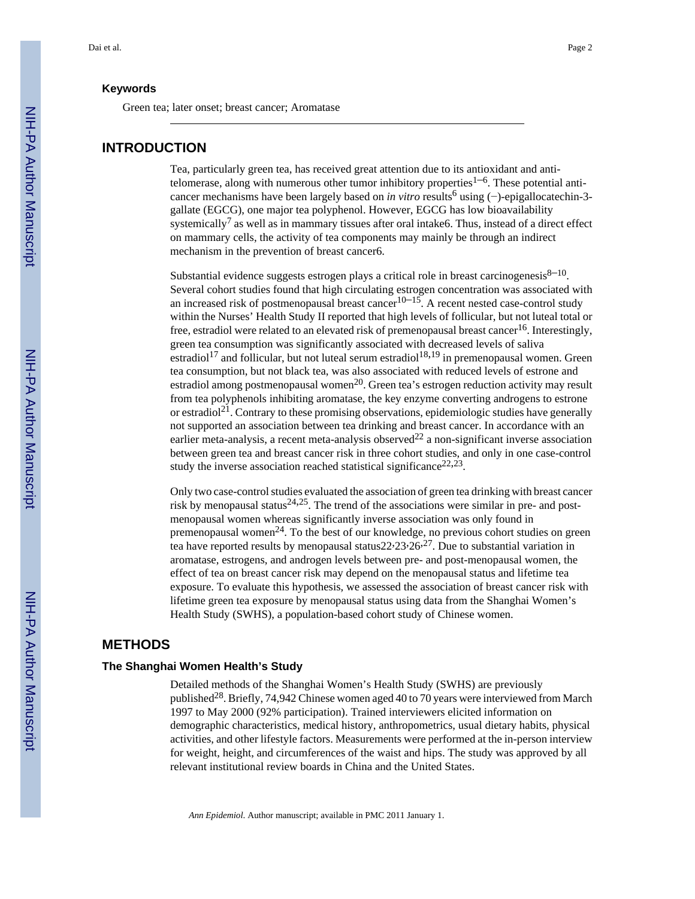### Keywords

Green tea; later onset; breast cancer; Aromatase

## INTRODUCTION

Tea, particularly green tea, has received great attention due to its antioxidant and anti-telomerase, along with numerous other tumor inhibitory properties[1–6]. These potential anti-cancer mechanisms have been largely based on *in vitro* results[6] using (−)-epigallocatechin-3-gallate (EGCG), one major tea polyphenol. However, EGCG has low bioavailability systemically[7] as well as in mammary tissues after oral intake6. Thus, instead of a direct effect on mammary cells, the activity of tea components may mainly be through an indirect mechanism in the prevention of breast cancer6.

Substantial evidence suggests estrogen plays a critical role in breast carcinogenesis[8–10]. Several cohort studies found that high circulating estrogen concentration was associated with an increased risk of postmenopausal breast cancer[10–15]. A recent nested case-control study within the Nurses' Health Study II reported that high levels of follicular, but not luteal total or free, estradiol were related to an elevated risk of premenopausal breast cancer[16]. Interestingly, green tea consumption was significantly associated with decreased levels of saliva estradiol[17] and follicular, but not luteal serum estradiol[18,19] in premenopausal women. Green tea consumption, but not black tea, was also associated with reduced levels of estrone and estradiol among postmenopausal women[20]. Green tea's estrogen reduction activity may result from tea polyphenols inhibiting aromatase, the key enzyme converting androgens to estrone or estradiol[21]. Contrary to these promising observations, epidemiologic studies have generally not supported an association between tea drinking and breast cancer. In accordance with an earlier meta-analysis, a recent meta-analysis observed[22] a non-significant inverse association between green tea and breast cancer risk in three cohort studies, and only in one case-control study the inverse association reached statistical significance[22,23].

Only two case-control studies evaluated the association of green tea drinking with breast cancer risk by menopausal status[24,25]. The trend of the associations were similar in pre- and post-menopausal women whereas significantly inverse association was only found in premenopausal women[24]. To the best of our knowledge, no previous cohort studies on green tea have reported results by menopausal status22,23,26,[27]. Due to substantial variation in aromatase, estrogens, and androgen levels between pre- and post-menopausal women, the effect of tea on breast cancer risk may depend on the menopausal status and lifetime tea exposure. To evaluate this hypothesis, we assessed the association of breast cancer risk with lifetime green tea exposure by menopausal status using data from the Shanghai Women's Health Study (SWHS), a population-based cohort study of Chinese women.

## METHODS

### The Shanghai Women Health's Study

Detailed methods of the Shanghai Women's Health Study (SWHS) are previously published[28]. Briefly, 74,942 Chinese women aged 40 to 70 years were interviewed from March 1997 to May 2000 (92% participation). Trained interviewers elicited information on demographic characteristics, medical history, anthropometrics, usual dietary habits, physical activities, and other lifestyle factors. Measurements were performed at the in-person interview for weight, height, and circumferences of the waist and hips. The study was approved by all relevant institutional review boards in China and the United States.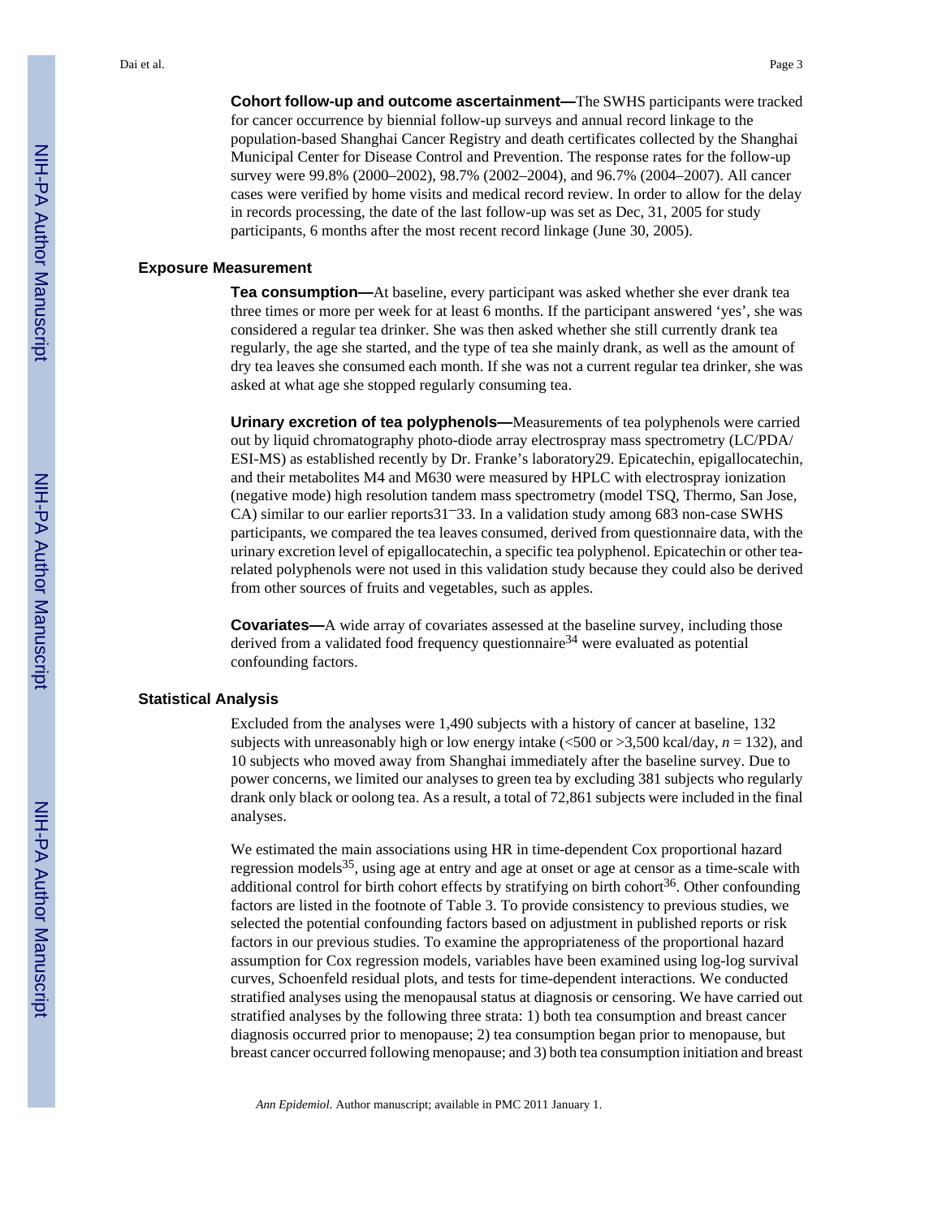**Cohort follow-up and outcome ascertainment—**The SWHS participants were tracked for cancer occurrence by biennial follow-up surveys and annual record linkage to the population-based Shanghai Cancer Registry and death certificates collected by the Shanghai Municipal Center for Disease Control and Prevention. The response rates for the follow-up survey were 99.8% (2000–2002), 98.7% (2002–2004), and 96.7% (2004–2007). All cancer cases were verified by home visits and medical record review. In order to allow for the delay in records processing, the date of the last follow-up was set as Dec, 31, 2005 for study participants, 6 months after the most recent record linkage (June 30, 2005).

## Exposure Measurement

**Tea consumption—**At baseline, every participant was asked whether she ever drank tea three times or more per week for at least 6 months. If the participant answered 'yes', she was considered a regular tea drinker. She was then asked whether she still currently drank tea regularly, the age she started, and the type of tea she mainly drank, as well as the amount of dry tea leaves she consumed each month. If she was not a current regular tea drinker, she was asked at what age she stopped regularly consuming tea.

**Urinary excretion of tea polyphenols—**Measurements of tea polyphenols were carried out by liquid chromatography photo-diode array electrospray mass spectrometry (LC/PDA/ESI-MS) as established recently by Dr. Franke's laboratory[29]. Epicatechin, epigallocatechin, and their metabolites M4 and M630 were measured by HPLC with electrospray ionization (negative mode) high resolution tandem mass spectrometry (model TSQ, Thermo, San Jose, CA) similar to our earlier reports[31–33]. In a validation study among 683 non-case SWHS participants, we compared the tea leaves consumed, derived from questionnaire data, with the urinary excretion level of epigallocatechin, a specific tea polyphenol. Epicatechin or other tea-related polyphenols were not used in this validation study because they could also be derived from other sources of fruits and vegetables, such as apples.

**Covariates—**A wide array of covariates assessed at the baseline survey, including those derived from a validated food frequency questionnaire[34] were evaluated as potential confounding factors.

## Statistical Analysis

Excluded from the analyses were 1,490 subjects with a history of cancer at baseline, 132 subjects with unreasonably high or low energy intake (<500 or >3,500 kcal/day, $n = 132$), and 10 subjects who moved away from Shanghai immediately after the baseline survey. Due to power concerns, we limited our analyses to green tea by excluding 381 subjects who regularly drank only black or oolong tea. As a result, a total of 72,861 subjects were included in the final analyses.

We estimated the main associations using HR in time-dependent Cox proportional hazard regression models[35], using age at entry and age at onset or age at censor as a time-scale with additional control for birth cohort effects by stratifying on birth cohort[36]. Other confounding factors are listed in the footnote of Table 3. To provide consistency to previous studies, we selected the potential confounding factors based on adjustment in published reports or risk factors in our previous studies. To examine the appropriateness of the proportional hazard assumption for Cox regression models, variables have been examined using log-log survival curves, Schoenfeld residual plots, and tests for time-dependent interactions. We conducted stratified analyses using the menopausal status at diagnosis or censoring. We have carried out stratified analyses by the following three strata: 1) both tea consumption and breast cancer diagnosis occurred prior to menopause; 2) tea consumption began prior to menopause, but breast cancer occurred following menopause; and 3) both tea consumption initiation and breast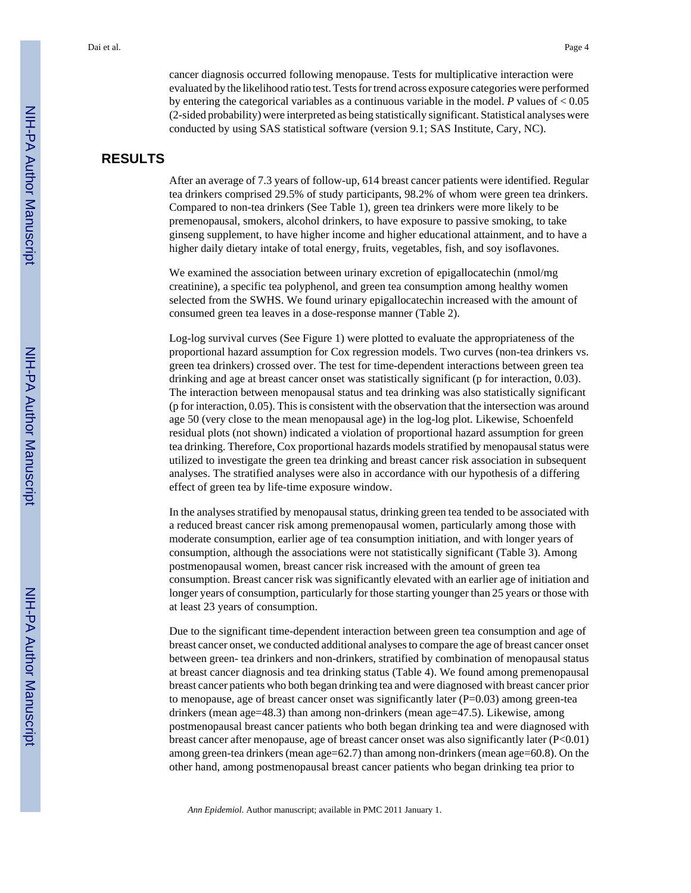cancer diagnosis occurred following menopause. Tests for multiplicative interaction were evaluated by the likelihood ratio test. Tests for trend across exposure categories were performed by entering the categorical variables as a continuous variable in the model. *P* values of < 0.05 (2-sided probability) were interpreted as being statistically significant. Statistical analyses were conducted by using SAS statistical software (version 9.1; SAS Institute, Cary, NC).

## RESULTS

After an average of 7.3 years of follow-up, 614 breast cancer patients were identified. Regular tea drinkers comprised 29.5% of study participants, 98.2% of whom were green tea drinkers. Compared to non-tea drinkers (See Table 1), green tea drinkers were more likely to be premenopausal, smokers, alcohol drinkers, to have exposure to passive smoking, to take ginseng supplement, to have higher income and higher educational attainment, and to have a higher daily dietary intake of total energy, fruits, vegetables, fish, and soy isoflavones.

We examined the association between urinary excretion of epigallocatechin (nmol/mg creatinine), a specific tea polyphenol, and green tea consumption among healthy women selected from the SWHS. We found urinary epigallocatechin increased with the amount of consumed green tea leaves in a dose-response manner (Table 2).

Log-log survival curves (See Figure 1) were plotted to evaluate the appropriateness of the proportional hazard assumption for Cox regression models. Two curves (non-tea drinkers vs. green tea drinkers) crossed over. The test for time-dependent interactions between green tea drinking and age at breast cancer onset was statistically significant (p for interaction, 0.03). The interaction between menopausal status and tea drinking was also statistically significant (p for interaction, 0.05). This is consistent with the observation that the intersection was around age 50 (very close to the mean menopausal age) in the log-log plot. Likewise, Schoenfeld residual plots (not shown) indicated a violation of proportional hazard assumption for green tea drinking. Therefore, Cox proportional hazards models stratified by menopausal status were utilized to investigate the green tea drinking and breast cancer risk association in subsequent analyses. The stratified analyses were also in accordance with our hypothesis of a differing effect of green tea by life-time exposure window.

In the analyses stratified by menopausal status, drinking green tea tended to be associated with a reduced breast cancer risk among premenopausal women, particularly among those with moderate consumption, earlier age of tea consumption initiation, and with longer years of consumption, although the associations were not statistically significant (Table 3). Among postmenopausal women, breast cancer risk increased with the amount of green tea consumption. Breast cancer risk was significantly elevated with an earlier age of initiation and longer years of consumption, particularly for those starting younger than 25 years or those with at least 23 years of consumption.

Due to the significant time-dependent interaction between green tea consumption and age of breast cancer onset, we conducted additional analyses to compare the age of breast cancer onset between green- tea drinkers and non-drinkers, stratified by combination of menopausal status at breast cancer diagnosis and tea drinking status (Table 4). We found among premenopausal breast cancer patients who both began drinking tea and were diagnosed with breast cancer prior to menopause, age of breast cancer onset was significantly later (P=0.03) among green-tea drinkers (mean age=48.3) than among non-drinkers (mean age=47.5). Likewise, among postmenopausal breast cancer patients who both began drinking tea and were diagnosed with breast cancer after menopause, age of breast cancer onset was also significantly later (P<0.01) among green-tea drinkers (mean age=62.7) than among non-drinkers (mean age=60.8). On the other hand, among postmenopausal breast cancer patients who began drinking tea prior to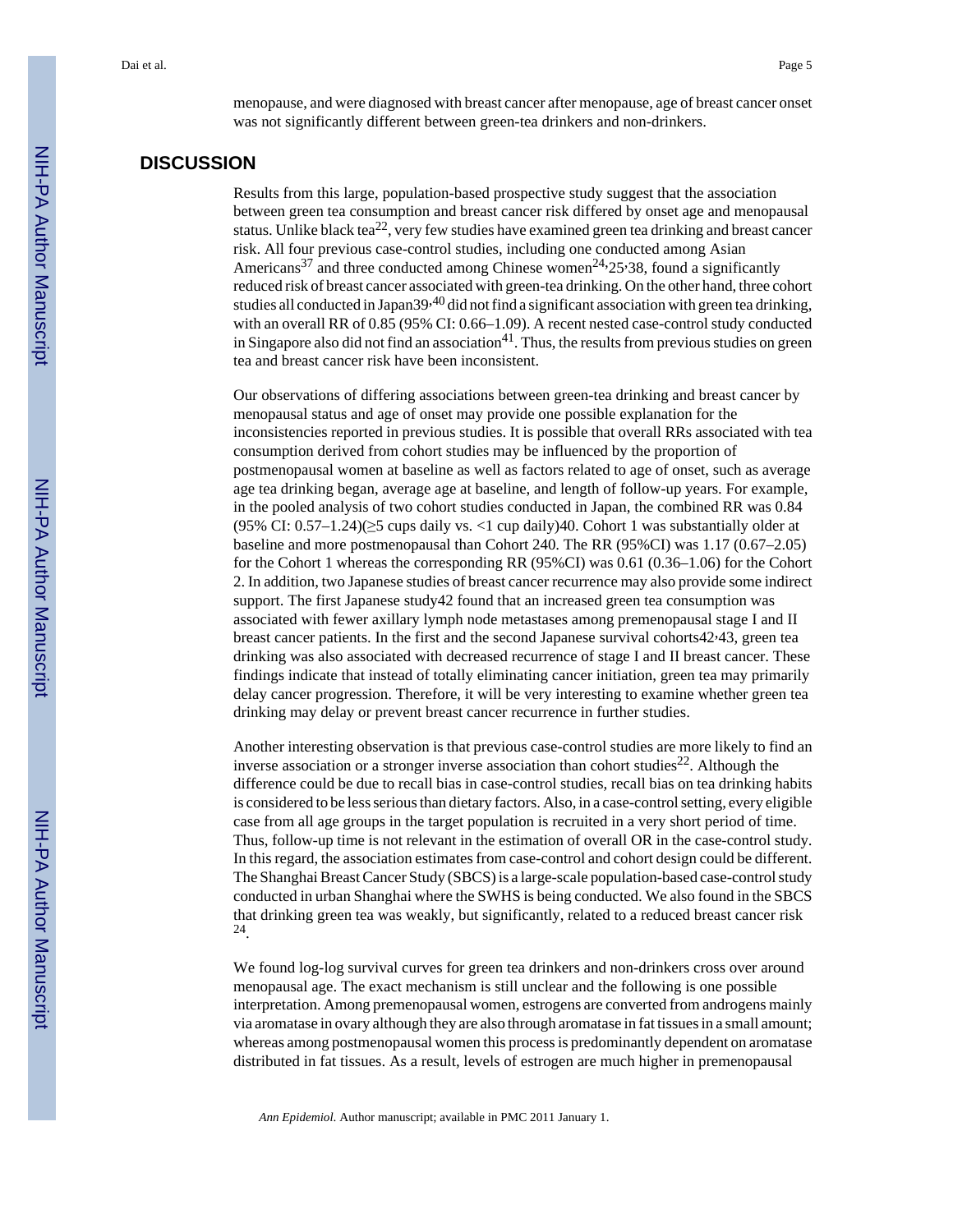menopause, and were diagnosed with breast cancer after menopause, age of breast cancer onset was not significantly different between green-tea drinkers and non-drinkers.

## DISCUSSION

Results from this large, population-based prospective study suggest that the association between green tea consumption and breast cancer risk differed by onset age and menopausal status. Unlike black tea[22], very few studies have examined green tea drinking and breast cancer risk. All four previous case-control studies, including one conducted among Asian Americans[37] and three conducted among Chinese women[24,25,38], found a significantly reduced risk of breast cancer associated with green-tea drinking. On the other hand, three cohort studies all conducted in Japan[39,40] did not find a significant association with green tea drinking, with an overall RR of 0.85 (95% CI: 0.66–1.09). A recent nested case-control study conducted in Singapore also did not find an association[41]. Thus, the results from previous studies on green tea and breast cancer risk have been inconsistent.

Our observations of differing associations between green-tea drinking and breast cancer by menopausal status and age of onset may provide one possible explanation for the inconsistencies reported in previous studies. It is possible that overall RRs associated with tea consumption derived from cohort studies may be influenced by the proportion of postmenopausal women at baseline as well as factors related to age of onset, such as average age tea drinking began, average age at baseline, and length of follow-up years. For example, in the pooled analysis of two cohort studies conducted in Japan, the combined RR was 0.84 (95% CI: 0.57–1.24)(≥5 cups daily vs. <1 cup daily)[40]. Cohort 1 was substantially older at baseline and more postmenopausal than Cohort 2[40]. The RR (95%CI) was 1.17 (0.67–2.05) for the Cohort 1 whereas the corresponding RR (95%CI) was 0.61 (0.36–1.06) for the Cohort 2. In addition, two Japanese studies of breast cancer recurrence may also provide some indirect support. The first Japanese study[42] found that an increased green tea consumption was associated with fewer axillary lymph node metastases among premenopausal stage I and II breast cancer patients. In the first and the second Japanese survival cohorts[42,43], green tea drinking was also associated with decreased recurrence of stage I and II breast cancer. These findings indicate that instead of totally eliminating cancer initiation, green tea may primarily delay cancer progression. Therefore, it will be very interesting to examine whether green tea drinking may delay or prevent breast cancer recurrence in further studies.

Another interesting observation is that previous case-control studies are more likely to find an inverse association or a stronger inverse association than cohort studies[22]. Although the difference could be due to recall bias in case-control studies, recall bias on tea drinking habits is considered to be less serious than dietary factors. Also, in a case-control setting, every eligible case from all age groups in the target population is recruited in a very short period of time. Thus, follow-up time is not relevant in the estimation of overall OR in the case-control study. In this regard, the association estimates from case-control and cohort design could be different. The Shanghai Breast Cancer Study (SBCS) is a large-scale population-based case-control study conducted in urban Shanghai where the SWHS is being conducted. We also found in the SBCS that drinking green tea was weakly, but significantly, related to a reduced breast cancer risk [24].

We found log-log survival curves for green tea drinkers and non-drinkers cross over around menopausal age. The exact mechanism is still unclear and the following is one possible interpretation. Among premenopausal women, estrogens are converted from androgens mainly via aromatase in ovary although they are also through aromatase in fat tissues in a small amount; whereas among postmenopausal women this process is predominantly dependent on aromatase distributed in fat tissues. As a result, levels of estrogen are much higher in premenopausal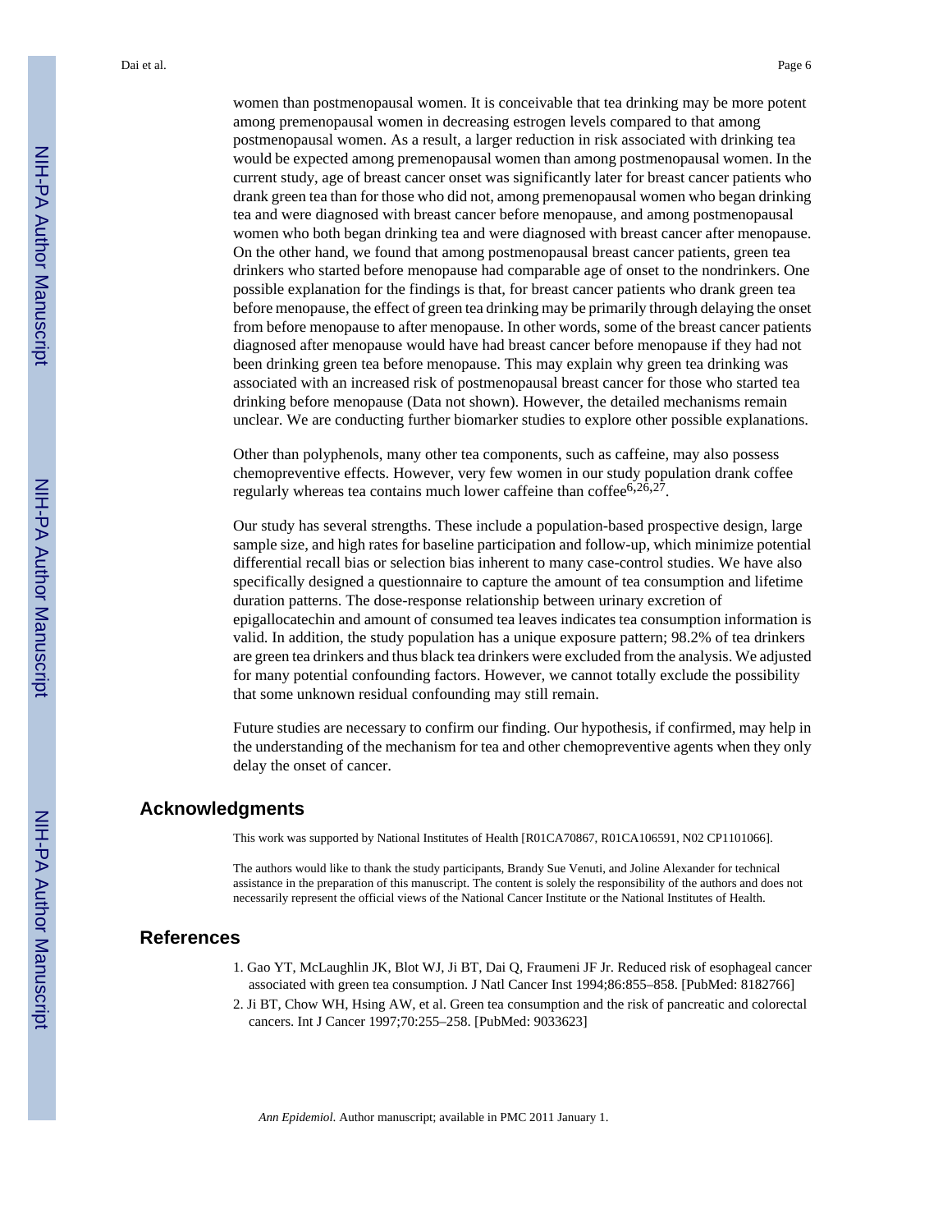women than postmenopausal women. It is conceivable that tea drinking may be more potent among premenopausal women in decreasing estrogen levels compared to that among postmenopausal women. As a result, a larger reduction in risk associated with drinking tea would be expected among premenopausal women than among postmenopausal women. In the current study, age of breast cancer onset was significantly later for breast cancer patients who drank green tea than for those who did not, among premenopausal women who began drinking tea and were diagnosed with breast cancer before menopause, and among postmenopausal women who both began drinking tea and were diagnosed with breast cancer after menopause. On the other hand, we found that among postmenopausal breast cancer patients, green tea drinkers who started before menopause had comparable age of onset to the nondrinkers. One possible explanation for the findings is that, for breast cancer patients who drank green tea before menopause, the effect of green tea drinking may be primarily through delaying the onset from before menopause to after menopause. In other words, some of the breast cancer patients diagnosed after menopause would have had breast cancer before menopause if they had not been drinking green tea before menopause. This may explain why green tea drinking was associated with an increased risk of postmenopausal breast cancer for those who started tea drinking before menopause (Data not shown). However, the detailed mechanisms remain unclear. We are conducting further biomarker studies to explore other possible explanations.

Other than polyphenols, many other tea components, such as caffeine, may also possess chemopreventive effects. However, very few women in our study population drank coffee regularly whereas tea contains much lower caffeine than coffee[6,26,27].

Our study has several strengths. These include a population-based prospective design, large sample size, and high rates for baseline participation and follow-up, which minimize potential differential recall bias or selection bias inherent to many case-control studies. We have also specifically designed a questionnaire to capture the amount of tea consumption and lifetime duration patterns. The dose-response relationship between urinary excretion of epigallocatechin and amount of consumed tea leaves indicates tea consumption information is valid. In addition, the study population has a unique exposure pattern; 98.2% of tea drinkers are green tea drinkers and thus black tea drinkers were excluded from the analysis. We adjusted for many potential confounding factors. However, we cannot totally exclude the possibility that some unknown residual confounding may still remain.

Future studies are necessary to confirm our finding. Our hypothesis, if confirmed, may help in the understanding of the mechanism for tea and other chemopreventive agents when they only delay the onset of cancer.

## Acknowledgments

This work was supported by National Institutes of Health [R01CA70867, R01CA106591, N02 CP1101066].

The authors would like to thank the study participants, Brandy Sue Venuti, and Joline Alexander for technical assistance in the preparation of this manuscript. The content is solely the responsibility of the authors and does not necessarily represent the official views of the National Cancer Institute or the National Institutes of Health.

## References

1. Gao YT, McLaughlin JK, Blot WJ, Ji BT, Dai Q, Fraumeni JF Jr. Reduced risk of esophageal cancer associated with green tea consumption. J Natl Cancer Inst 1994;86:855–858. [PubMed: 8182766]
2. Ji BT, Chow WH, Hsing AW, et al. Green tea consumption and the risk of pancreatic and colorectal cancers. Int J Cancer 1997;70:255–258. [PubMed: 9033623]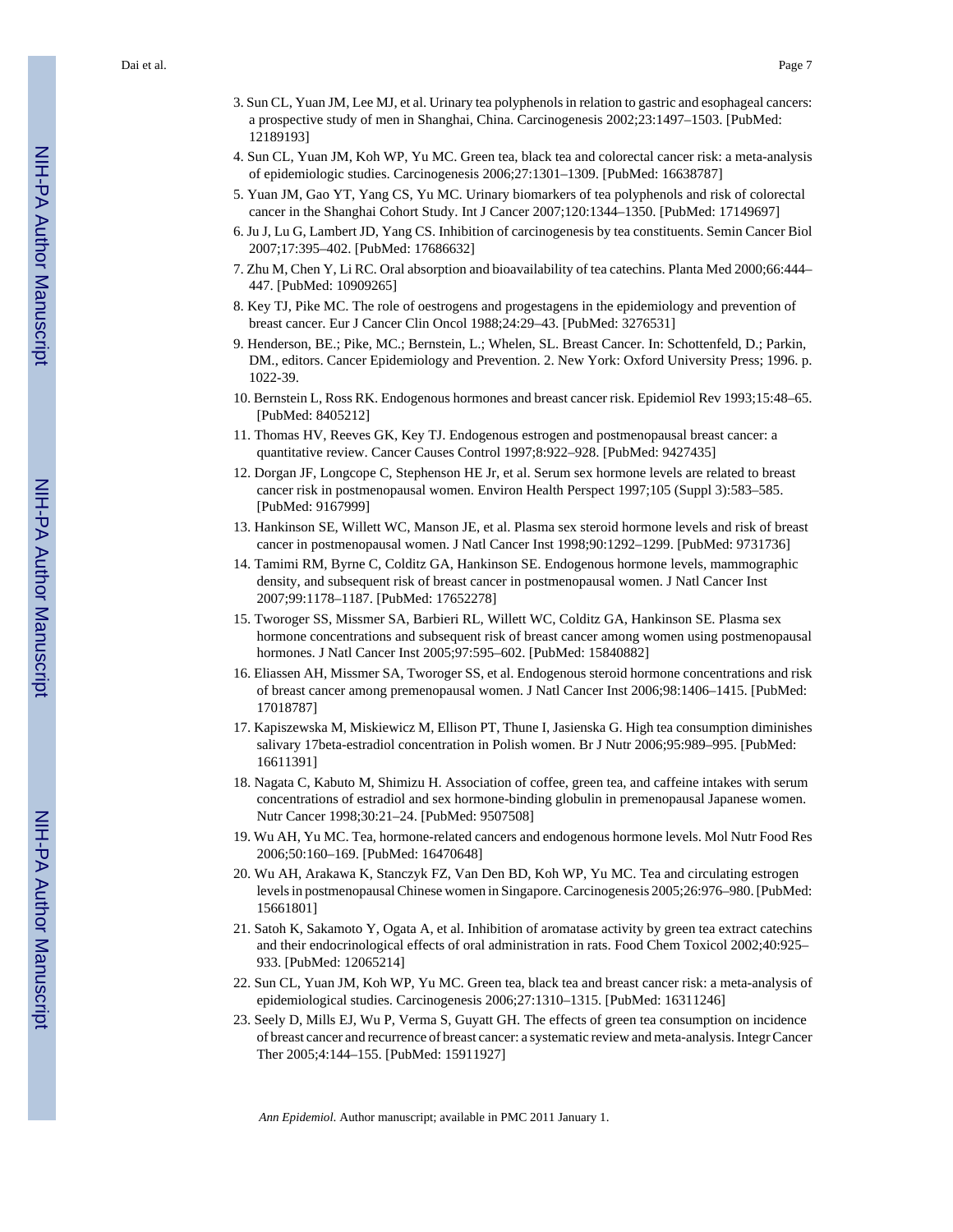3. Sun CL, Yuan JM, Lee MJ, et al. Urinary tea polyphenols in relation to gastric and esophageal cancers: a prospective study of men in Shanghai, China. Carcinogenesis 2002;23:1497–1503. [PubMed: 12189193]
4. Sun CL, Yuan JM, Koh WP, Yu MC. Green tea, black tea and colorectal cancer risk: a meta-analysis of epidemiologic studies. Carcinogenesis 2006;27:1301–1309. [PubMed: 16638787]
5. Yuan JM, Gao YT, Yang CS, Yu MC. Urinary biomarkers of tea polyphenols and risk of colorectal cancer in the Shanghai Cohort Study. Int J Cancer 2007;120:1344–1350. [PubMed: 17149697]
6. Ju J, Lu G, Lambert JD, Yang CS. Inhibition of carcinogenesis by tea constituents. Semin Cancer Biol 2007;17:395–402. [PubMed: 17686632]
7. Zhu M, Chen Y, Li RC. Oral absorption and bioavailability of tea catechins. Planta Med 2000;66:444–447. [PubMed: 10909265]
8. Key TJ, Pike MC. The role of oestrogens and progestagens in the epidemiology and prevention of breast cancer. Eur J Cancer Clin Oncol 1988;24:29–43. [PubMed: 3276531]
9. Henderson, BE.; Pike, MC.; Bernstein, L.; Whelen, SL. Breast Cancer. In: Schottenfeld, D.; Parkin, DM., editors. Cancer Epidemiology and Prevention. 2. New York: Oxford University Press; 1996. p. 1022-39.
10. Bernstein L, Ross RK. Endogenous hormones and breast cancer risk. Epidemiol Rev 1993;15:48–65. [PubMed: 8405212]
11. Thomas HV, Reeves GK, Key TJ. Endogenous estrogen and postmenopausal breast cancer: a quantitative review. Cancer Causes Control 1997;8:922–928. [PubMed: 9427435]
12. Dorgan JF, Longcope C, Stephenson HE Jr, et al. Serum sex hormone levels are related to breast cancer risk in postmenopausal women. Environ Health Perspect 1997;105 (Suppl 3):583–585. [PubMed: 9167999]
13. Hankinson SE, Willett WC, Manson JE, et al. Plasma sex steroid hormone levels and risk of breast cancer in postmenopausal women. J Natl Cancer Inst 1998;90:1292–1299. [PubMed: 9731736]
14. Tamimi RM, Byrne C, Colditz GA, Hankinson SE. Endogenous hormone levels, mammographic density, and subsequent risk of breast cancer in postmenopausal women. J Natl Cancer Inst 2007;99:1178–1187. [PubMed: 17652278]
15. Tworoger SS, Missmer SA, Barbieri RL, Willett WC, Colditz GA, Hankinson SE. Plasma sex hormone concentrations and subsequent risk of breast cancer among women using postmenopausal hormones. J Natl Cancer Inst 2005;97:595–602. [PubMed: 15840882]
16. Eliassen AH, Missmer SA, Tworoger SS, et al. Endogenous steroid hormone concentrations and risk of breast cancer among premenopausal women. J Natl Cancer Inst 2006;98:1406–1415. [PubMed: 17018787]
17. Kapiszewska M, Miskiewicz M, Ellison PT, Thune I, Jasienska G. High tea consumption diminishes salivary 17beta-estradiol concentration in Polish women. Br J Nutr 2006;95:989–995. [PubMed: 16611391]
18. Nagata C, Kabuto M, Shimizu H. Association of coffee, green tea, and caffeine intakes with serum concentrations of estradiol and sex hormone-binding globulin in premenopausal Japanese women. Nutr Cancer 1998;30:21–24. [PubMed: 9507508]
19. Wu AH, Yu MC. Tea, hormone-related cancers and endogenous hormone levels. Mol Nutr Food Res 2006;50:160–169. [PubMed: 16470648]
20. Wu AH, Arakawa K, Stanczyk FZ, Van Den BD, Koh WP, Yu MC. Tea and circulating estrogen levels in postmenopausal Chinese women in Singapore. Carcinogenesis 2005;26:976–980. [PubMed: 15661801]
21. Satoh K, Sakamoto Y, Ogata A, et al. Inhibition of aromatase activity by green tea extract catechins and their endocrinological effects of oral administration in rats. Food Chem Toxicol 2002;40:925–933. [PubMed: 12065214]
22. Sun CL, Yuan JM, Koh WP, Yu MC. Green tea, black tea and breast cancer risk: a meta-analysis of epidemiological studies. Carcinogenesis 2006;27:1310–1315. [PubMed: 16311246]
23. Seely D, Mills EJ, Wu P, Verma S, Guyatt GH. The effects of green tea consumption on incidence of breast cancer and recurrence of breast cancer: a systematic review and meta-analysis. Integr Cancer Ther 2005;4:144–155. [PubMed: 15911927]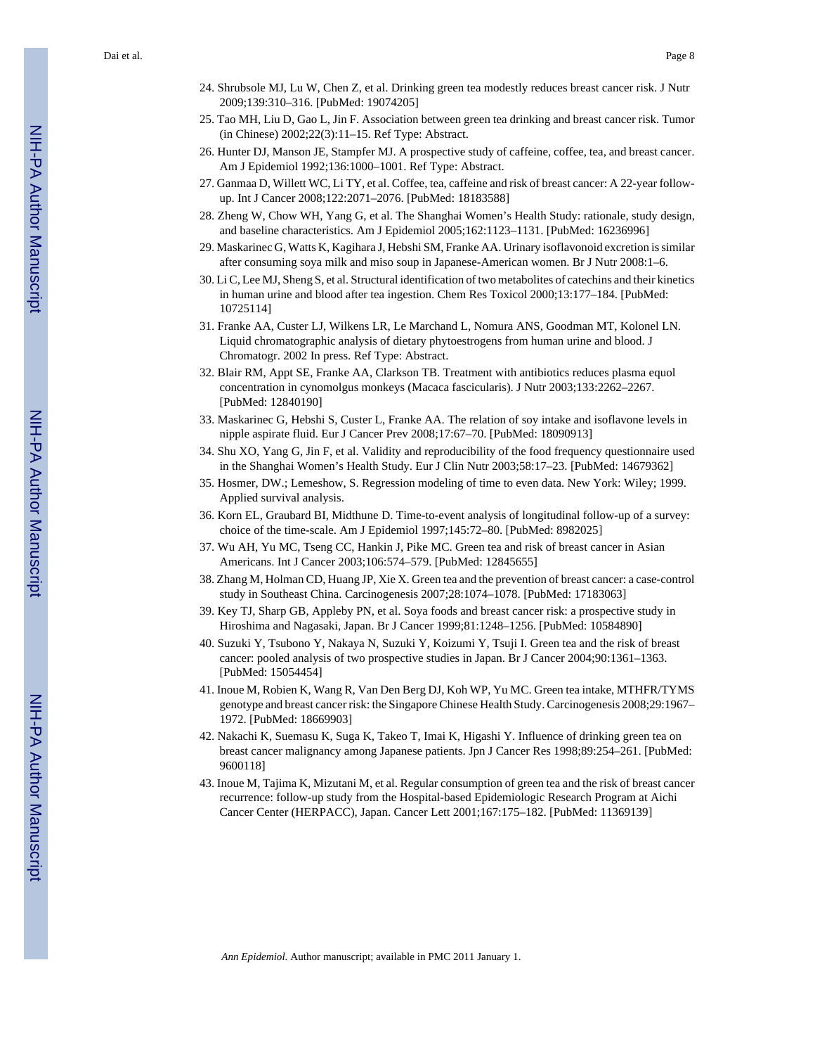24. Shrubsole MJ, Lu W, Chen Z, et al. Drinking green tea modestly reduces breast cancer risk. J Nutr 2009;139:310–316. [PubMed: 19074205]
25. Tao MH, Liu D, Gao L, Jin F. Association between green tea drinking and breast cancer risk. Tumor (in Chinese) 2002;22(3):11–15. Ref Type: Abstract.
26. Hunter DJ, Manson JE, Stampfer MJ. A prospective study of caffeine, coffee, tea, and breast cancer. Am J Epidemiol 1992;136:1000–1001. Ref Type: Abstract.
27. Ganmaa D, Willett WC, Li TY, et al. Coffee, tea, caffeine and risk of breast cancer: A 22-year follow-up. Int J Cancer 2008;122:2071–2076. [PubMed: 18183588]
28. Zheng W, Chow WH, Yang G, et al. The Shanghai Women's Health Study: rationale, study design, and baseline characteristics. Am J Epidemiol 2005;162:1123–1131. [PubMed: 16236996]
29. Maskarinec G, Watts K, Kagihara J, Hebshi SM, Franke AA. Urinary isoflavonoid excretion is similar after consuming soya milk and miso soup in Japanese-American women. Br J Nutr 2008:1–6.
30. Li C, Lee MJ, Sheng S, et al. Structural identification of two metabolites of catechins and their kinetics in human urine and blood after tea ingestion. Chem Res Toxicol 2000;13:177–184. [PubMed: 10725114]
31. Franke AA, Custer LJ, Wilkens LR, Le Marchand L, Nomura ANS, Goodman MT, Kolonel LN. Liquid chromatographic analysis of dietary phytoestrogens from human urine and blood. J Chromatogr. 2002 In press. Ref Type: Abstract.
32. Blair RM, Appt SE, Franke AA, Clarkson TB. Treatment with antibiotics reduces plasma equol concentration in cynomolgus monkeys (Macaca fascicularis). J Nutr 2003;133:2262–2267. [PubMed: 12840190]
33. Maskarinec G, Hebshi S, Custer L, Franke AA. The relation of soy intake and isoflavone levels in nipple aspirate fluid. Eur J Cancer Prev 2008;17:67–70. [PubMed: 18090913]
34. Shu XO, Yang G, Jin F, et al. Validity and reproducibility of the food frequency questionnaire used in the Shanghai Women's Health Study. Eur J Clin Nutr 2003;58:17–23. [PubMed: 14679362]
35. Hosmer, DW.; Lemeshow, S. Regression modeling of time to even data. New York: Wiley; 1999. Applied survival analysis.
36. Korn EL, Graubard BI, Midthune D. Time-to-event analysis of longitudinal follow-up of a survey: choice of the time-scale. Am J Epidemiol 1997;145:72–80. [PubMed: 8982025]
37. Wu AH, Yu MC, Tseng CC, Hankin J, Pike MC. Green tea and risk of breast cancer in Asian Americans. Int J Cancer 2003;106:574–579. [PubMed: 12845655]
38. Zhang M, Holman CD, Huang JP, Xie X. Green tea and the prevention of breast cancer: a case-control study in Southeast China. Carcinogenesis 2007;28:1074–1078. [PubMed: 17183063]
39. Key TJ, Sharp GB, Appleby PN, et al. Soya foods and breast cancer risk: a prospective study in Hiroshima and Nagasaki, Japan. Br J Cancer 1999;81:1248–1256. [PubMed: 10584890]
40. Suzuki Y, Tsubono Y, Nakaya N, Suzuki Y, Koizumi Y, Tsuji I. Green tea and the risk of breast cancer: pooled analysis of two prospective studies in Japan. Br J Cancer 2004;90:1361–1363. [PubMed: 15054454]
41. Inoue M, Robien K, Wang R, Van Den Berg DJ, Koh WP, Yu MC. Green tea intake, MTHFR/TYMS genotype and breast cancer risk: the Singapore Chinese Health Study. Carcinogenesis 2008;29:1967–1972. [PubMed: 18669903]
42. Nakachi K, Suemasu K, Suga K, Takeo T, Imai K, Higashi Y. Influence of drinking green tea on breast cancer malignancy among Japanese patients. Jpn J Cancer Res 1998;89:254–261. [PubMed: 9600118]
43. Inoue M, Tajima K, Mizutani M, et al. Regular consumption of green tea and the risk of breast cancer recurrence: follow-up study from the Hospital-based Epidemiologic Research Program at Aichi Cancer Center (HERPACC), Japan. Cancer Lett 2001;167:175–182. [PubMed: 11369139]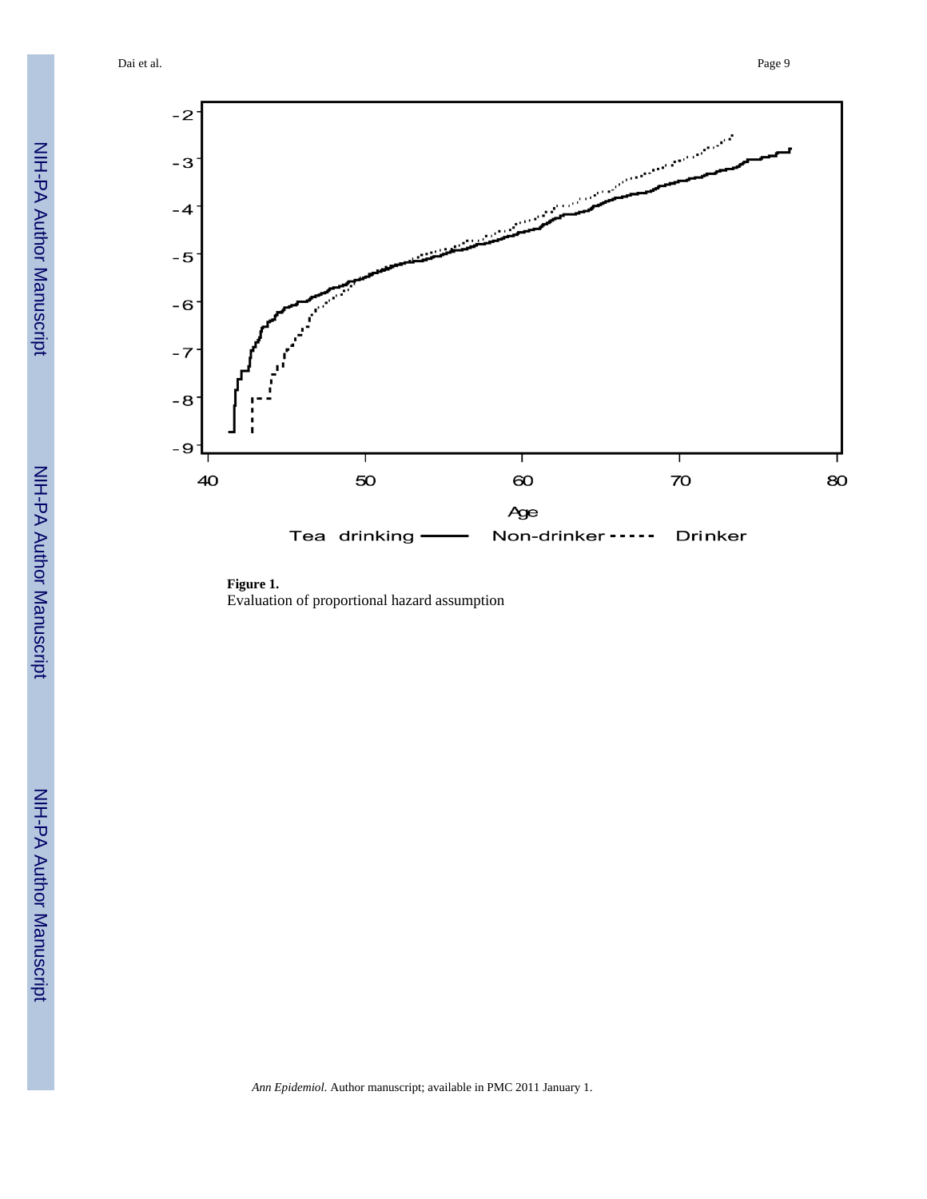**Figure 1.**

Evaluation of proportional hazard assumption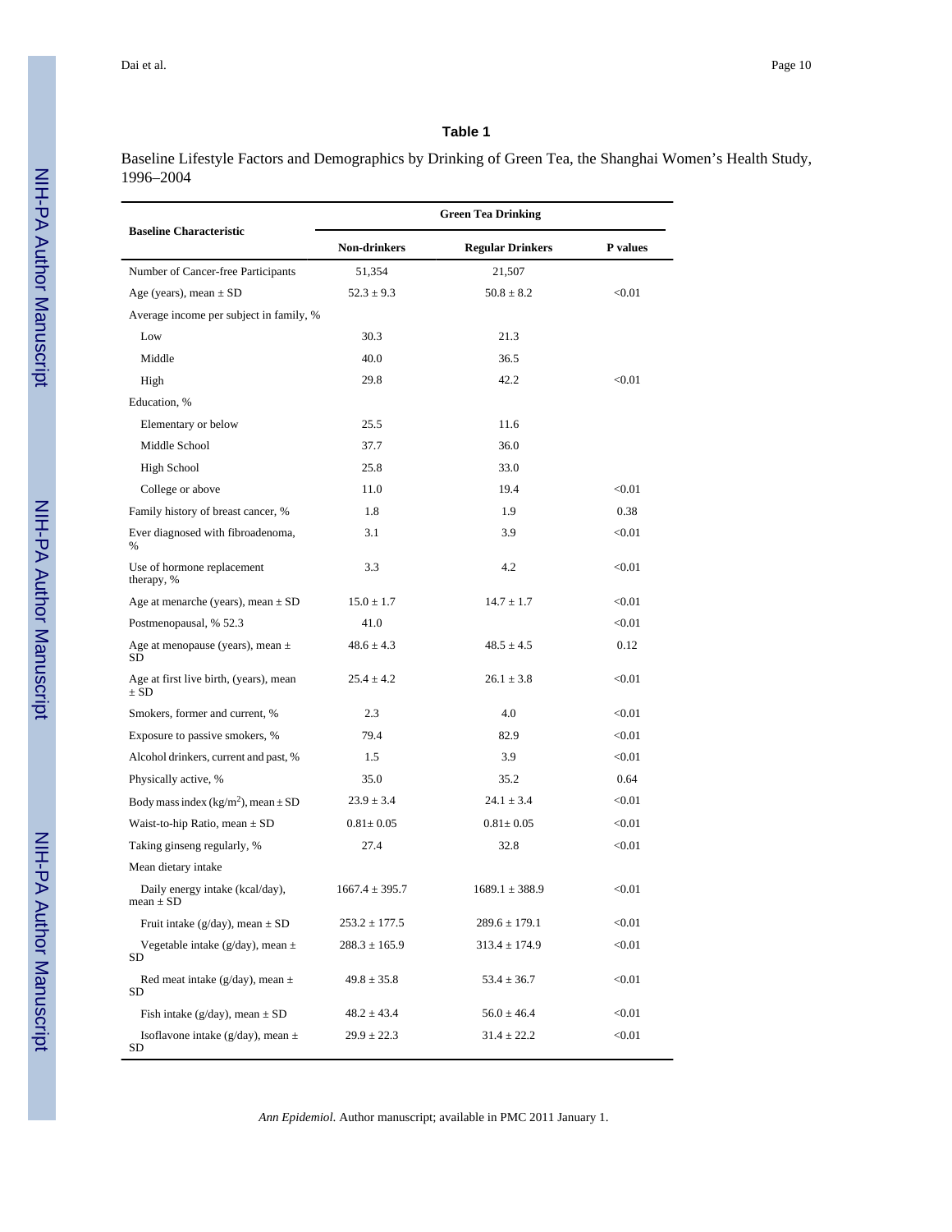## Table 1

Baseline Lifestyle Factors and Demographics by Drinking of Green Tea, the Shanghai Women's Health Study, 1996–2004

| Baseline Characteristic | Green Tea Drinking | | |
|---|---|---|---|
| | Non-drinkers | Regular Drinkers | P values |
| Number of Cancer-free Participants | 51,354 | 21,507 | |
| Age (years), mean ± SD | 52.3 ± 9.3 | 50.8 ± 8.2 | <0.01 |
| Average income per subject in family, % | | | |
| Low | 30.3 | 21.3 | |
| Middle | 40.0 | 36.5 | |
| High | 29.8 | 42.2 | <0.01 |
| Education, % | | | |
| Elementary or below | 25.5 | 11.6 | |
| Middle School | 37.7 | 36.0 | |
| High School | 25.8 | 33.0 | |
| College or above | 11.0 | 19.4 | <0.01 |
| Family history of breast cancer, % | 1.8 | 1.9 | 0.38 |
| Ever diagnosed with fibroadenoma, % | 3.1 | 3.9 | <0.01 |
| Use of hormone replacement therapy, % | 3.3 | 4.2 | <0.01 |
| Age at menarche (years), mean ± SD | 15.0 ± 1.7 | 14.7 ± 1.7 | <0.01 |
| Postmenopausal, % 52.3 | 41.0 | | <0.01 |
| Age at menopause (years), mean ± SD | 48.6 ± 4.3 | 48.5 ± 4.5 | 0.12 |
| Age at first live birth, (years), mean ± SD | 25.4 ± 4.2 | 26.1 ± 3.8 | <0.01 |
| Smokers, former and current, % | 2.3 | 4.0 | <0.01 |
| Exposure to passive smokers, % | 79.4 | 82.9 | <0.01 |
| Alcohol drinkers, current and past, % | 1.5 | 3.9 | <0.01 |
| Physically active, % | 35.0 | 35.2 | 0.64 |
| Body mass index (kg/m$^2$), mean ± SD | 23.9 ± 3.4 | 24.1 ± 3.4 | <0.01 |
| Waist-to-hip Ratio, mean ± SD | 0.81± 0.05 | 0.81± 0.05 | <0.01 |
| Taking ginseng regularly, % | 27.4 | 32.8 | <0.01 |
| Mean dietary intake | | | |
| Daily energy intake (kcal/day), mean ± SD | 1667.4 ± 395.7 | 1689.1 ± 388.9 | <0.01 |
| Fruit intake (g/day), mean ± SD | 253.2 ± 177.5 | 289.6 ± 179.1 | <0.01 |
| Vegetable intake (g/day), mean ± SD | 288.3 ± 165.9 | 313.4 ± 174.9 | <0.01 |
| Red meat intake (g/day), mean ± SD | 49.8 ± 35.8 | 53.4 ± 36.7 | <0.01 |
| Fish intake (g/day), mean ± SD | 48.2 ± 43.4 | 56.0 ± 46.4 | <0.01 |
| Isoflavone intake (g/day), mean ± SD | 29.9 ± 22.3 | 31.4 ± 22.2 | <0.01 |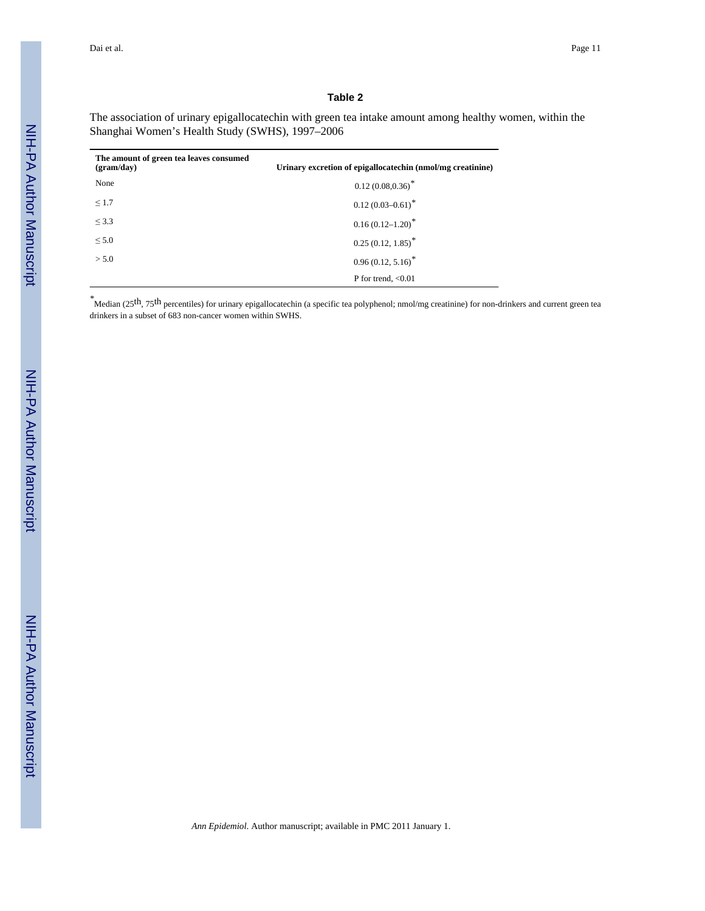### Table 2

The association of urinary epigallocatechin with green tea intake amount among healthy women, within the Shanghai Women's Health Study (SWHS), 1997–2006

| The amount of green tea leaves consumed (gram/day) | Urinary excretion of epigallocatechin (nmol/mg creatinine) |
|---|---|
| None | 0.12 (0.08,0.36)* |
| ≤ 1.7 | 0.12 (0.03–0.61)* |
| ≤ 3.3 | 0.16 (0.12–1.20)* |
| ≤ 5.0 | 0.25 (0.12, 1.85)* |
| > 5.0 | 0.96 (0.12, 5.16)* |
| | P for trend, <0.01 |

*Median (25th, 75th percentiles) for urinary epigallocatechin (a specific tea polyphenol; nmol/mg creatinine) for non-drinkers and current green tea drinkers in a subset of 683 non-cancer women within SWHS.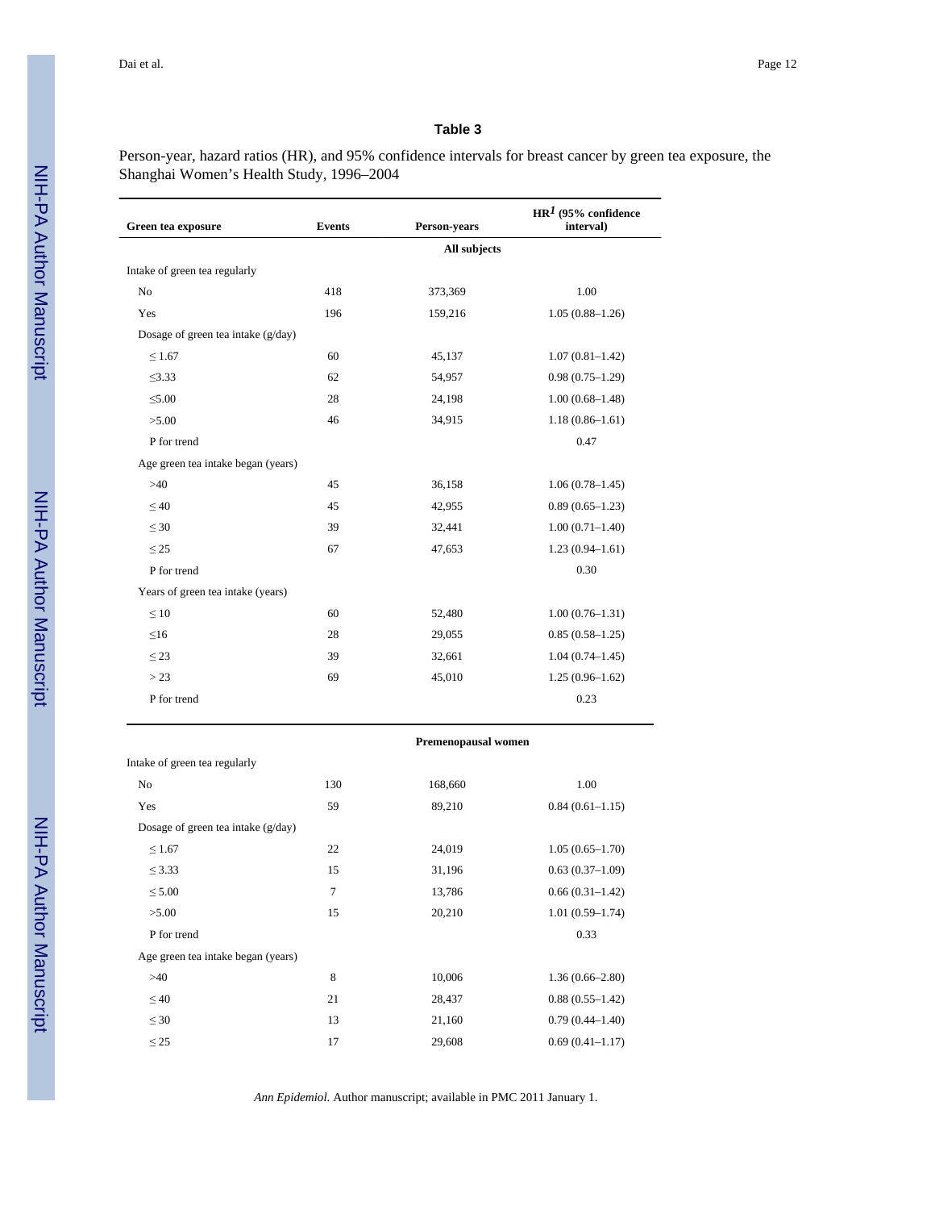**Table 3**

Person-year, hazard ratios (HR), and 95% confidence intervals for breast cancer by green tea exposure, the Shanghai Women's Health Study, 1996–2004

| Green tea exposure | Events | Person-years | HR[1] (95% confidence interval) |
|---|---|---|---|
| | | **All subjects** | |
| Intake of green tea regularly | | | |
| No | 418 | 373,369 | 1.00 |
| Yes | 196 | 159,216 | 1.05 (0.88–1.26) |
| Dosage of green tea intake (g/day) | | | |
| ≤ 1.67 | 60 | 45,137 | 1.07 (0.81–1.42) |
| ≤3.33 | 62 | 54,957 | 0.98 (0.75–1.29) |
| ≤5.00 | 28 | 24,198 | 1.00 (0.68–1.48) |
| >5.00 | 46 | 34,915 | 1.18 (0.86–1.61) |
| P for trend | | | 0.47 |
| Age green tea intake began (years) | | | |
| >40 | 45 | 36,158 | 1.06 (0.78–1.45) |
| ≤ 40 | 45 | 42,955 | 0.89 (0.65–1.23) |
| ≤ 30 | 39 | 32,441 | 1.00 (0.71–1.40) |
| ≤ 25 | 67 | 47,653 | 1.23 (0.94–1.61) |
| P for trend | | | 0.30 |
| Years of green tea intake (years) | | | |
| ≤ 10 | 60 | 52,480 | 1.00 (0.76–1.31) |
| ≤16 | 28 | 29,055 | 0.85 (0.58–1.25) |
| ≤ 23 | 39 | 32,661 | 1.04 (0.74–1.45) |
| > 23 | 69 | 45,010 | 1.25 (0.96–1.62) |
| P for trend | | | 0.23 |
| | | **Premenopausal women** | |
| Intake of green tea regularly | | | |
| No | 130 | 168,660 | 1.00 |
| Yes | 59 | 89,210 | 0.84 (0.61–1.15) |
| Dosage of green tea intake (g/day) | | | |
| ≤ 1.67 | 22 | 24,019 | 1.05 (0.65–1.70) |
| ≤ 3.33 | 15 | 31,196 | 0.63 (0.37–1.09) |
| ≤ 5.00 | 7 | 13,786 | 0.66 (0.31–1.42) |
| >5.00 | 15 | 20,210 | 1.01 (0.59–1.74) |
| P for trend | | | 0.33 |
| Age green tea intake began (years) | | | |
| >40 | 8 | 10,006 | 1.36 (0.66–2.80) |
| ≤ 40 | 21 | 28,437 | 0.88 (0.55–1.42) |
| ≤ 30 | 13 | 21,160 | 0.79 (0.44–1.40) |
| ≤ 25 | 17 | 29,608 | 0.69 (0.41–1.17) |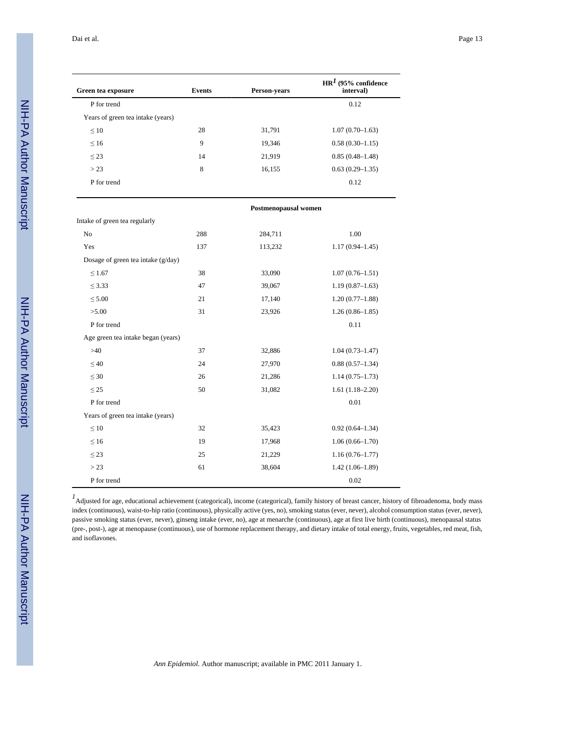| Green tea exposure | Events | Person-years | HR[1] (95% confidence interval) |
|---|---|---|---|
| P for trend | | | 0.12 |
| Years of green tea intake (years) | | | |
| ≤ 10 | 28 | 31,791 | 1.07 (0.70–1.63) |
| ≤ 16 | 9 | 19,346 | 0.58 (0.30–1.15) |
| ≤ 23 | 14 | 21,919 | 0.85 (0.48–1.48) |
| > 23 | 8 | 16,155 | 0.63 (0.29–1.35) |
| P for trend | | | 0.12 |
| | | **Postmenopausal women** | |
| Intake of green tea regularly | | | |
| No | 288 | 284,711 | 1.00 |
| Yes | 137 | 113,232 | 1.17 (0.94–1.45) |
| Dosage of green tea intake (g/day) | | | |
| ≤ 1.67 | 38 | 33,090 | 1.07 (0.76–1.51) |
| ≤ 3.33 | 47 | 39,067 | 1.19 (0.87–1.63) |
| ≤ 5.00 | 21 | 17,140 | 1.20 (0.77–1.88) |
| >5.00 | 31 | 23,926 | 1.26 (0.86–1.85) |
| P for trend | | | 0.11 |
| Age green tea intake began (years) | | | |
| >40 | 37 | 32,886 | 1.04 (0.73–1.47) |
| ≤ 40 | 24 | 27,970 | 0.88 (0.57–1.34) |
| ≤ 30 | 26 | 21,286 | 1.14 (0.75–1.73) |
| ≤ 25 | 50 | 31,082 | 1.61 (1.18–2.20) |
| P for trend | | | 0.01 |
| Years of green tea intake (years) | | | |
| ≤ 10 | 32 | 35,423 | 0.92 (0.64–1.34) |
| ≤ 16 | 19 | 17,968 | 1.06 (0.66–1.70) |
| ≤ 23 | 25 | 21,229 | 1.16 (0.76–1.77) |
| > 23 | 61 | 38,604 | 1.42 (1.06–1.89) |
| P for trend | | | 0.02 |

[1]Adjusted for age, educational achievement (categorical), income (categorical), family history of breast cancer, history of fibroadenoma, body mass index (continuous), waist-to-hip ratio (continuous), physically active (yes, no), smoking status (ever, never), alcohol consumption status (ever, never), passive smoking status (ever, never), ginseng intake (ever, no), age at menarche (continuous), age at first live birth (continuous), menopausal status (pre-, post-), age at menopause (continuous), use of hormone replacement therapy, and dietary intake of total energy, fruits, vegetables, red meat, fish, and isoflavones.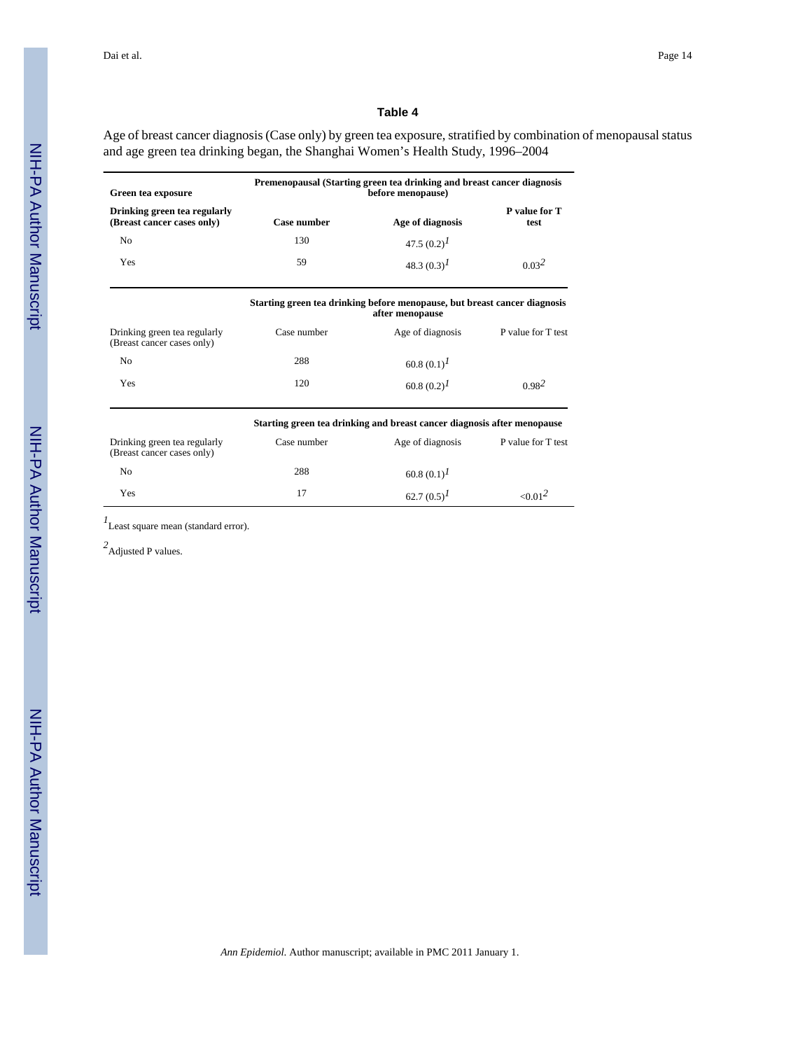**Table 4**

Age of breast cancer diagnosis (Case only) by green tea exposure, stratified by combination of menopausal status and age green tea drinking began, the Shanghai Women's Health Study, 1996–2004

| **Green tea exposure** | **Premenopausal (Starting green tea drinking and breast cancer diagnosis before menopause)** | | |
|---|---|---|---|
| **Drinking green tea regularly (Breast cancer cases only)** | **Case number** | **Age of diagnosis** | **P value for T test** |
| No | 130 | 47.5 (0.2)[1] | |
| Yes | 59 | 48.3 (0.3)[1] | 0.03[2] |
| | **Starting green tea drinking before menopause, but breast cancer diagnosis after menopause** | | |
| Drinking green tea regularly (Breast cancer cases only) | Case number | Age of diagnosis | P value for T test |
| No | 288 | 60.8 (0.1)[1] | |
| Yes | 120 | 60.8 (0.2)[1] | 0.98[2] |
| | **Starting green tea drinking and breast cancer diagnosis after menopause** | | |
| Drinking green tea regularly (Breast cancer cases only) | Case number | Age of diagnosis | P value for T test |
| No | 288 | 60.8 (0.1)[1] | |
| Yes | 17 | 62.7 (0.5)[1] | <0.01[2] |

[1] Least square mean (standard error).

[2] Adjusted P values.